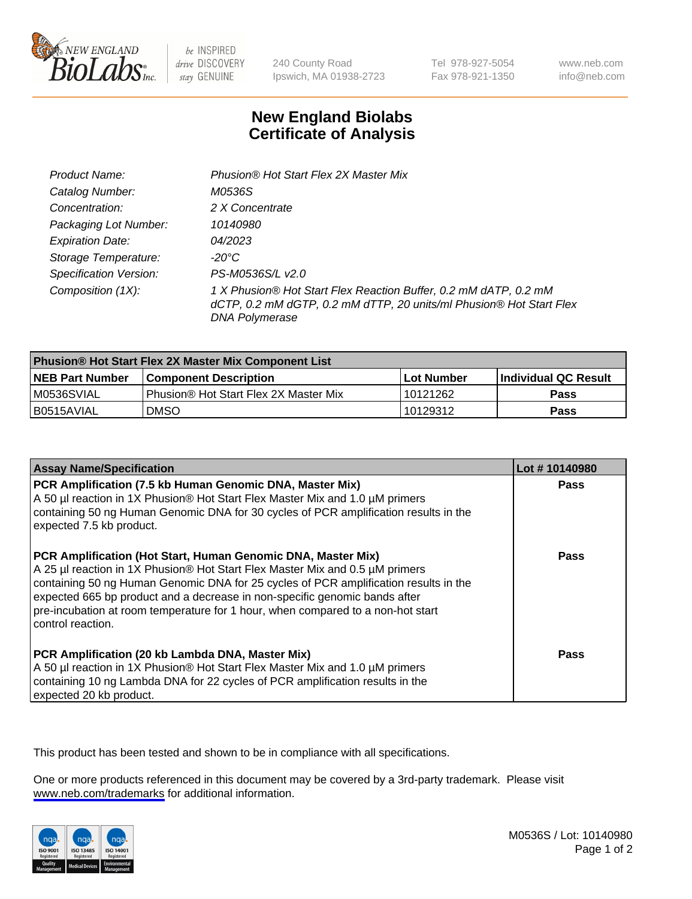# New England Biolabs Certificate of Analysis

| | |
|---|---|
| *Product Name:* | *Phusion® Hot Start Flex 2X Master Mix* |
| *Catalog Number:* | *M0536S* |
| *Concentration:* | *2 X Concentrate* |
| *Packaging Lot Number:* | *10140980* |
| *Expiration Date:* | *04/2023* |
| *Storage Temperature:* | *-20°C* |
| *Specification Version:* | *PS-M0536S/L v2.0* |
| *Composition (1X):* | *1 X Phusion® Hot Start Flex Reaction Buffer, 0.2 mM dATP, 0.2 mM dCTP, 0.2 mM dGTP, 0.2 mM dTTP, 20 units/ml Phusion® Hot Start Flex DNA Polymerase* |

| **Phusion® Hot Start Flex 2X Master Mix Component List** | | | |
|---|---|---|---|
| **NEB Part Number** | **Component Description** | **Lot Number** | **Individual QC Result** |
| M0536SVIAL | Phusion® Hot Start Flex 2X Master Mix | 10121262 | **Pass** |
| B0515AVIAL | DMSO | 10129312 | **Pass** |

| **Assay Name/Specification** | **Lot # 10140980** |
|---|---|
| **PCR Amplification (7.5 kb Human Genomic DNA, Master Mix)** A 50 µl reaction in 1X Phusion® Hot Start Flex Master Mix and 1.0 µM primers containing 50 ng Human Genomic DNA for 30 cycles of PCR amplification results in the expected 7.5 kb product. | **Pass** |
| **PCR Amplification (Hot Start, Human Genomic DNA, Master Mix)** A 25 µl reaction in 1X Phusion® Hot Start Flex Master Mix and 0.5 µM primers containing 50 ng Human Genomic DNA for 25 cycles of PCR amplification results in the expected 665 bp product and a decrease in non-specific genomic bands after pre-incubation at room temperature for 1 hour, when compared to a non-hot start control reaction. | **Pass** |
| **PCR Amplification (20 kb Lambda DNA, Master Mix)** A 50 µl reaction in 1X Phusion® Hot Start Flex Master Mix and 1.0 µM primers containing 10 ng Lambda DNA for 22 cycles of PCR amplification results in the expected 20 kb product. | **Pass** |

This product has been tested and shown to be in compliance with all specifications.

One or more products referenced in this document may be covered by a 3rd-party trademark. Please visit www.neb.com/trademarks for additional information.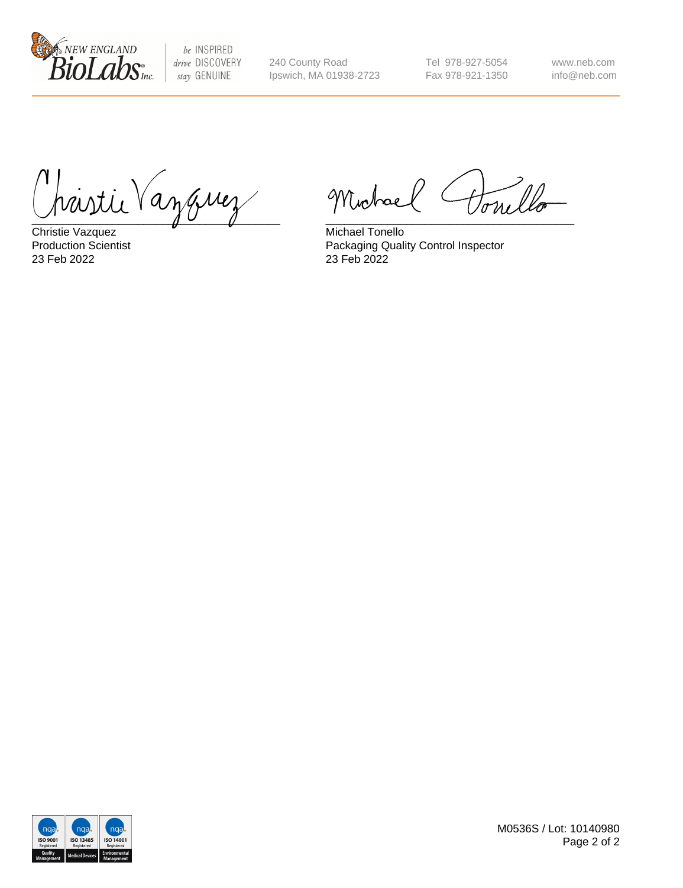Christie Vazquez
Production Scientist
23 Feb 2022

Michael Tonello
Packaging Quality Control Inspector
23 Feb 2022

M0536S / Lot: 10140980